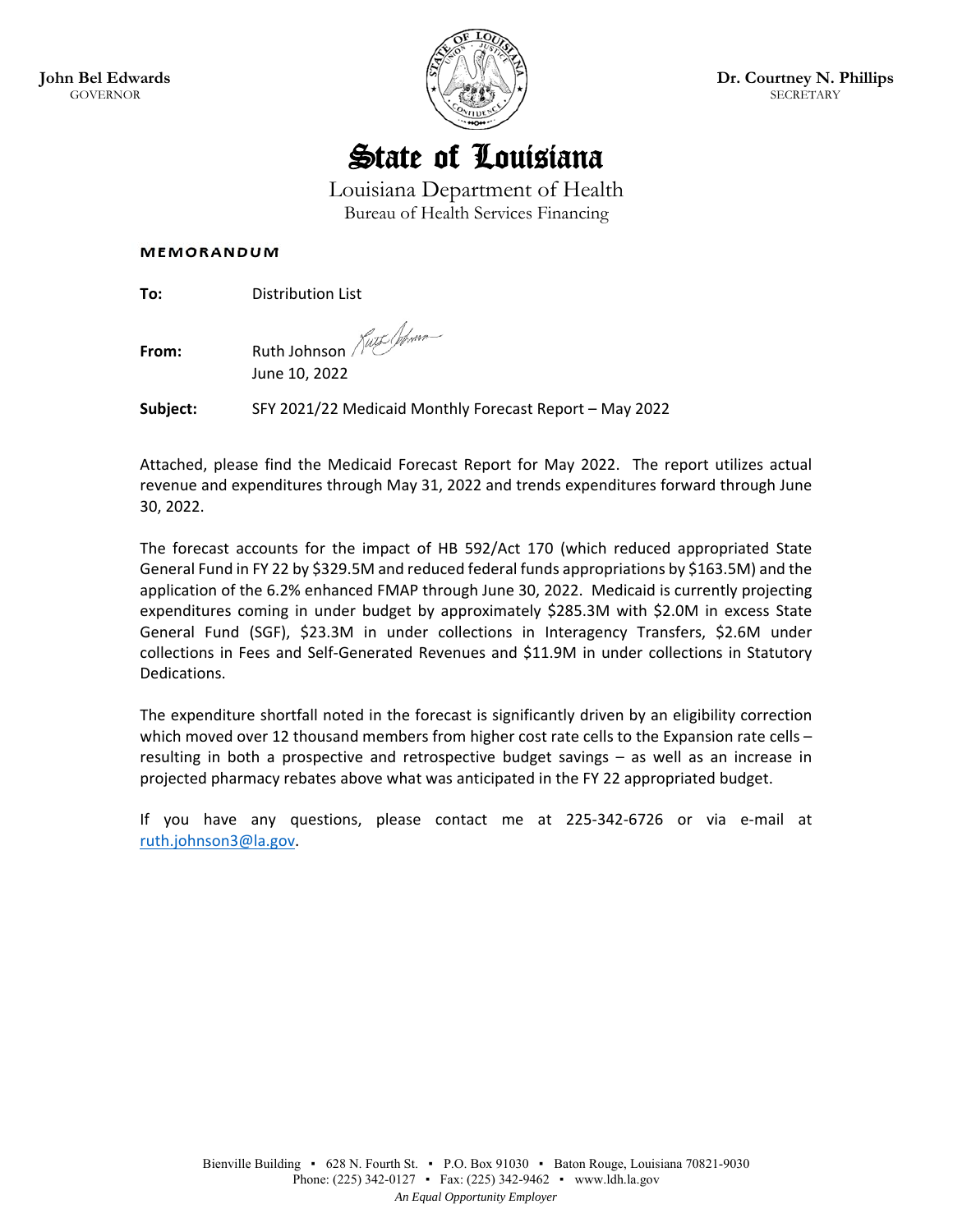**John Bel Edwards**
GOVERNOR

**Dr. Courtney N. Phillips**
SECRETARY

# State of Louisiana

Louisiana Department of Health
Bureau of Health Services Financing

**MEMORANDUM**

**To:** Distribution List

**From:** Ruth Johnson
June 10, 2022

**Subject:** SFY 2021/22 Medicaid Monthly Forecast Report – May 2022

Attached, please find the Medicaid Forecast Report for May 2022. The report utilizes actual revenue and expenditures through May 31, 2022 and trends expenditures forward through June 30, 2022.

The forecast accounts for the impact of HB 592/Act 170 (which reduced appropriated State General Fund in FY 22 by $329.5M and reduced federal funds appropriations by $163.5M) and the application of the 6.2% enhanced FMAP through June 30, 2022. Medicaid is currently projecting expenditures coming in under budget by approximately $285.3M with $2.0M in excess State General Fund (SGF), $23.3M in under collections in Interagency Transfers, $2.6M under collections in Fees and Self-Generated Revenues and $11.9M in under collections in Statutory Dedications.

The expenditure shortfall noted in the forecast is significantly driven by an eligibility correction which moved over 12 thousand members from higher cost rate cells to the Expansion rate cells – resulting in both a prospective and retrospective budget savings – as well as an increase in projected pharmacy rebates above what was anticipated in the FY 22 appropriated budget.

If you have any questions, please contact me at 225-342-6726 or via e-mail at ruth.johnson3@la.gov.

Bienville Building ▪ 628 N. Fourth St. ▪ P.O. Box 91030 ▪ Baton Rouge, Louisiana 70821-9030
Phone: (225) 342-0127 ▪ Fax: (225) 342-9462 ▪ www.ldh.la.gov
*An Equal Opportunity Employer*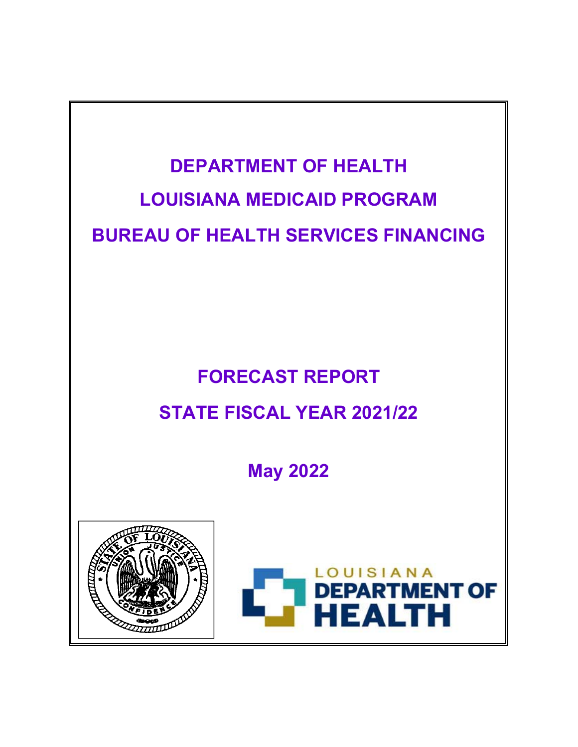# DEPARTMENT OF HEALTH

# LOUISIANA MEDICAID PROGRAM

# BUREAU OF HEALTH SERVICES FINANCING

## FORECAST REPORT

## STATE FISCAL YEAR 2021/22

### May 2022

LOUISIANA DEPARTMENT OF HEALTH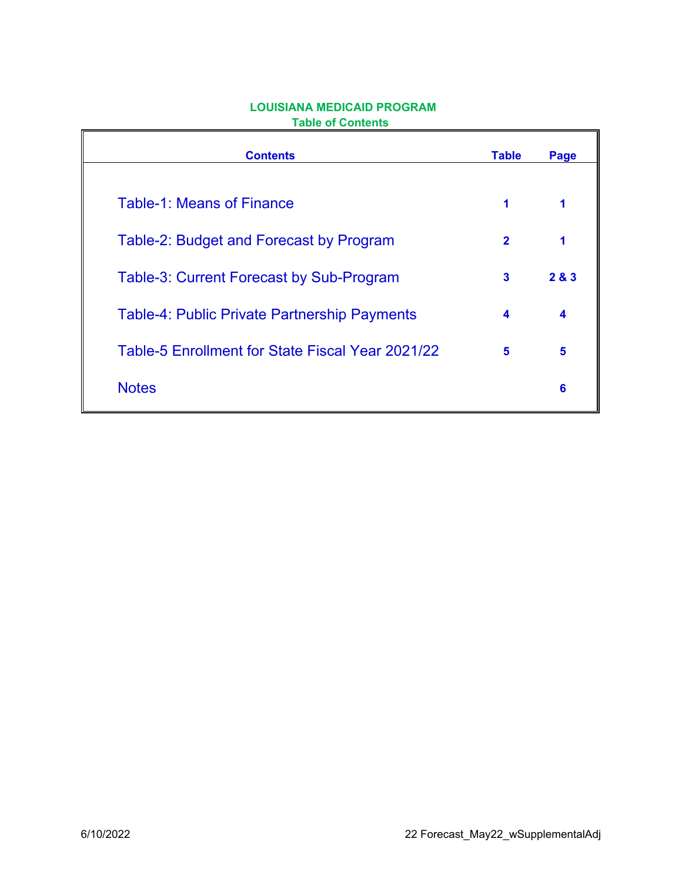# LOUISIANA MEDICAID PROGRAM

## Table of Contents

| Contents | Table | Page |
|---|---|---|
| Table-1: Means of Finance | 1 | 1 |
| Table-2: Budget and Forecast by Program | 2 | 1 |
| Table-3: Current Forecast by Sub-Program | 3 | 2 & 3 |
| Table-4: Public Private Partnership Payments | 4 | 4 |
| Table-5 Enrollment for State Fiscal Year 2021/22 | 5 | 5 |
| Notes | | 6 |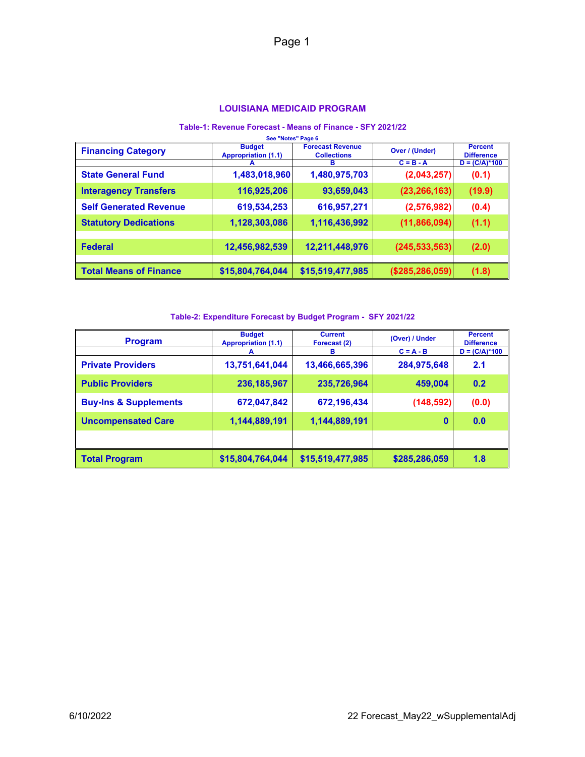## LOUISIANA MEDICAID PROGRAM

### Table-1: Revenue Forecast - Means of Finance - SFY 2021/22

See "Notes" Page 6

| Financing Category | Budget Appropriation (1.1) | Forecast Revenue Collections | Over / (Under) | Percent Difference |
|---|---|---|---|---|
| | A | B | C = B - A | D = (C/A)*100 |
| **State General Fund** | 1,483,018,960 | 1,480,975,703 | (2,043,257) | (0.1) |
| **Interagency Transfers** | 116,925,206 | 93,659,043 | (23,266,163) | (19.9) |
| **Self Generated Revenue** | 619,534,253 | 616,957,271 | (2,576,982) | (0.4) |
| **Statutory Dedications** | 1,128,303,086 | 1,116,436,992 | (11,866,094) | (1.1) |
| | | | | |
| **Federal** | 12,456,982,539 | 12,211,448,976 | (245,533,563) | (2.0) |
| | | | | |
| **Total Means of Finance** | **$15,804,764,044** | **$15,519,477,985** | **($285,286,059)** | **(1.8)** |

### Table-2: Expenditure Forecast by Budget Program - SFY 2021/22

| Program | Budget Appropriation (1.1) | Current Forecast (2) | (Over) / Under | Percent Difference |
|---|---|---|---|---|
| | A | B | C = A - B | D = (C/A)*100 |
| **Private Providers** | 13,751,641,044 | 13,466,665,396 | 284,975,648 | 2.1 |
| **Public Providers** | 236,185,967 | 235,726,964 | 459,004 | 0.2 |
| **Buy-Ins & Supplements** | 672,047,842 | 672,196,434 | (148,592) | (0.0) |
| **Uncompensated Care** | 1,144,889,191 | 1,144,889,191 | 0 | 0.0 |
| | | | | |
| **Total Program** | **$15,804,764,044** | **$15,519,477,985** | **$285,286,059** | **1.8** |

6/10/2022 22 Forecast_May22_wSupplementalAdj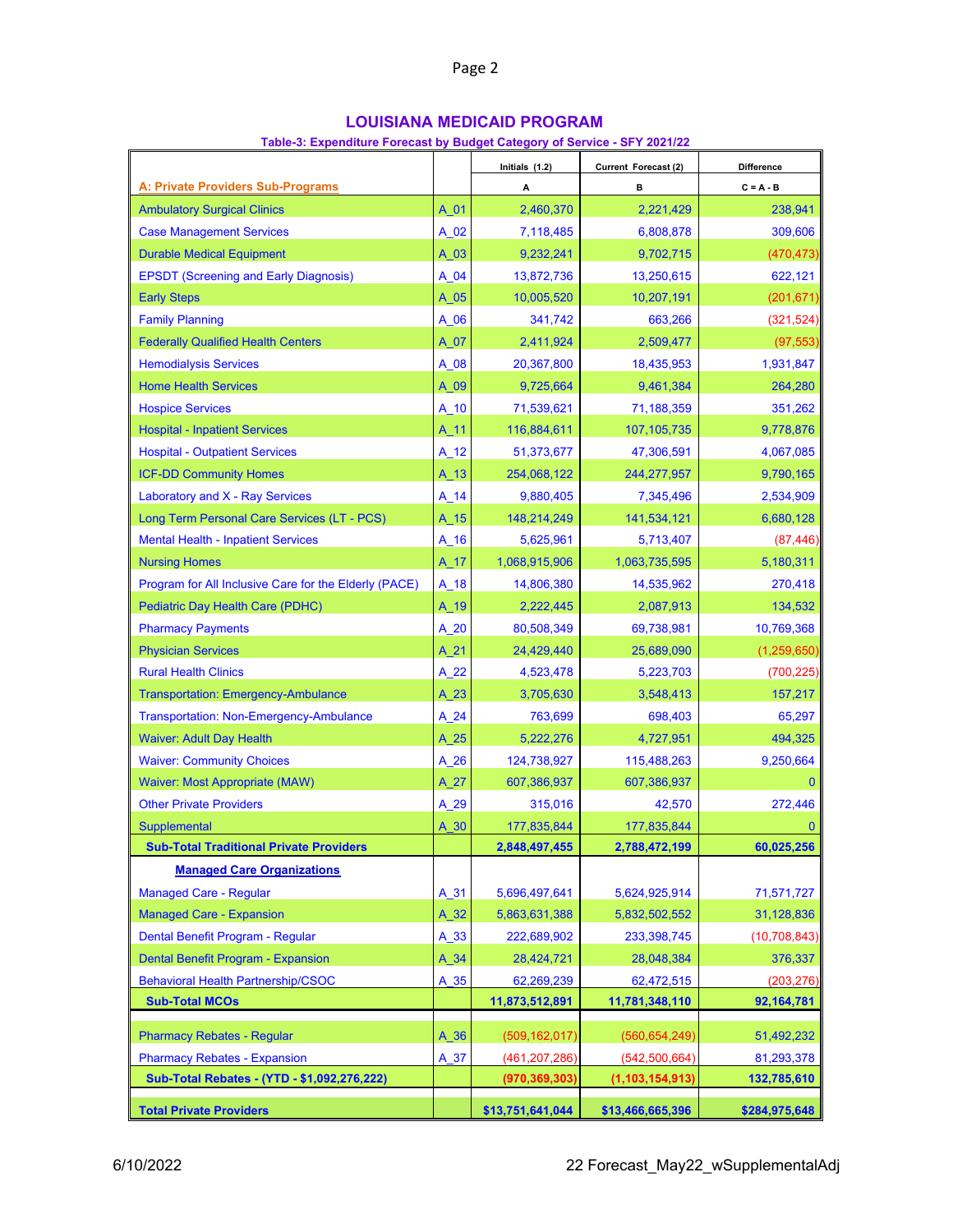# LOUISIANA MEDICAID PROGRAM

### Table-3: Expenditure Forecast by Budget Category of Service - SFY 2021/22

| | | Initials (1.2) | Current Forecast (2) | Difference |
|---|---|---|---|---|
| **A: Private Providers Sub-Programs** | | A | B | C = A - B |
| Ambulatory Surgical Clinics | A_01 | 2,460,370 | 2,221,429 | 238,941 |
| Case Management Services | A_02 | 7,118,485 | 6,808,878 | 309,606 |
| Durable Medical Equipment | A_03 | 9,232,241 | 9,702,715 | (470,473) |
| EPSDT (Screening and Early Diagnosis) | A_04 | 13,872,736 | 13,250,615 | 622,121 |
| Early Steps | A_05 | 10,005,520 | 10,207,191 | (201,671) |
| Family Planning | A_06 | 341,742 | 663,266 | (321,524) |
| Federally Qualified Health Centers | A_07 | 2,411,924 | 2,509,477 | (97,553) |
| Hemodialysis Services | A_08 | 20,367,800 | 18,435,953 | 1,931,847 |
| Home Health Services | A_09 | 9,725,664 | 9,461,384 | 264,280 |
| Hospice Services | A_10 | 71,539,621 | 71,188,359 | 351,262 |
| Hospital - Inpatient Services | A_11 | 116,884,611 | 107,105,735 | 9,778,876 |
| Hospital - Outpatient Services | A_12 | 51,373,677 | 47,306,591 | 4,067,085 |
| ICF-DD Community Homes | A_13 | 254,068,122 | 244,277,957 | 9,790,165 |
| Laboratory and X - Ray Services | A_14 | 9,880,405 | 7,345,496 | 2,534,909 |
| Long Term Personal Care Services (LT - PCS) | A_15 | 148,214,249 | 141,534,121 | 6,680,128 |
| Mental Health - Inpatient Services | A_16 | 5,625,961 | 5,713,407 | (87,446) |
| Nursing Homes | A_17 | 1,068,915,906 | 1,063,735,595 | 5,180,311 |
| Program for All Inclusive Care for the Elderly (PACE) | A_18 | 14,806,380 | 14,535,962 | 270,418 |
| Pediatric Day Health Care (PDHC) | A_19 | 2,222,445 | 2,087,913 | 134,532 |
| Pharmacy Payments | A_20 | 80,508,349 | 69,738,981 | 10,769,368 |
| Physician Services | A_21 | 24,429,440 | 25,689,090 | (1,259,650) |
| Rural Health Clinics | A_22 | 4,523,478 | 5,223,703 | (700,225) |
| Transportation: Emergency-Ambulance | A_23 | 3,705,630 | 3,548,413 | 157,217 |
| Transportation: Non-Emergency-Ambulance | A_24 | 763,699 | 698,403 | 65,297 |
| Waiver: Adult Day Health | A_25 | 5,222,276 | 4,727,951 | 494,325 |
| Waiver: Community Choices | A_26 | 124,738,927 | 115,488,263 | 9,250,664 |
| Waiver: Most Appropriate (MAW) | A_27 | 607,386,937 | 607,386,937 | 0 |
| Other Private Providers | A_29 | 315,016 | 42,570 | 272,446 |
| Supplemental | A_30 | 177,835,844 | 177,835,844 | 0 |
| **Sub-Total Traditional Private Providers** | | **2,848,497,455** | **2,788,472,199** | **60,025,256** |
| **Managed Care Organizations** | | | | |
| Managed Care - Regular | A_31 | 5,696,497,641 | 5,624,925,914 | 71,571,727 |
| Managed Care - Expansion | A_32 | 5,863,631,388 | 5,832,502,552 | 31,128,836 |
| Dental Benefit Program - Regular | A_33 | 222,689,902 | 233,398,745 | (10,708,843) |
| Dental Benefit Program - Expansion | A_34 | 28,424,721 | 28,048,384 | 376,337 |
| Behavioral Health Partnership/CSOC | A_35 | 62,269,239 | 62,472,515 | (203,276) |
| **Sub-Total MCOs** | | **11,873,512,891** | **11,781,348,110** | **92,164,781** |
| Pharmacy Rebates - Regular | A_36 | (509,162,017) | (560,654,249) | 51,492,232 |
| Pharmacy Rebates - Expansion | A_37 | (461,207,286) | (542,500,664) | 81,293,378 |
| **Sub-Total Rebates - (YTD - $1,092,276,222)** | | **(970,369,303)** | **(1,103,154,913)** | **132,785,610** |
| **Total Private Providers** | | **$13,751,641,044** | **$13,466,665,396** | **$284,975,648** |

6/10/2022 22 Forecast_May22_wSupplementalAdj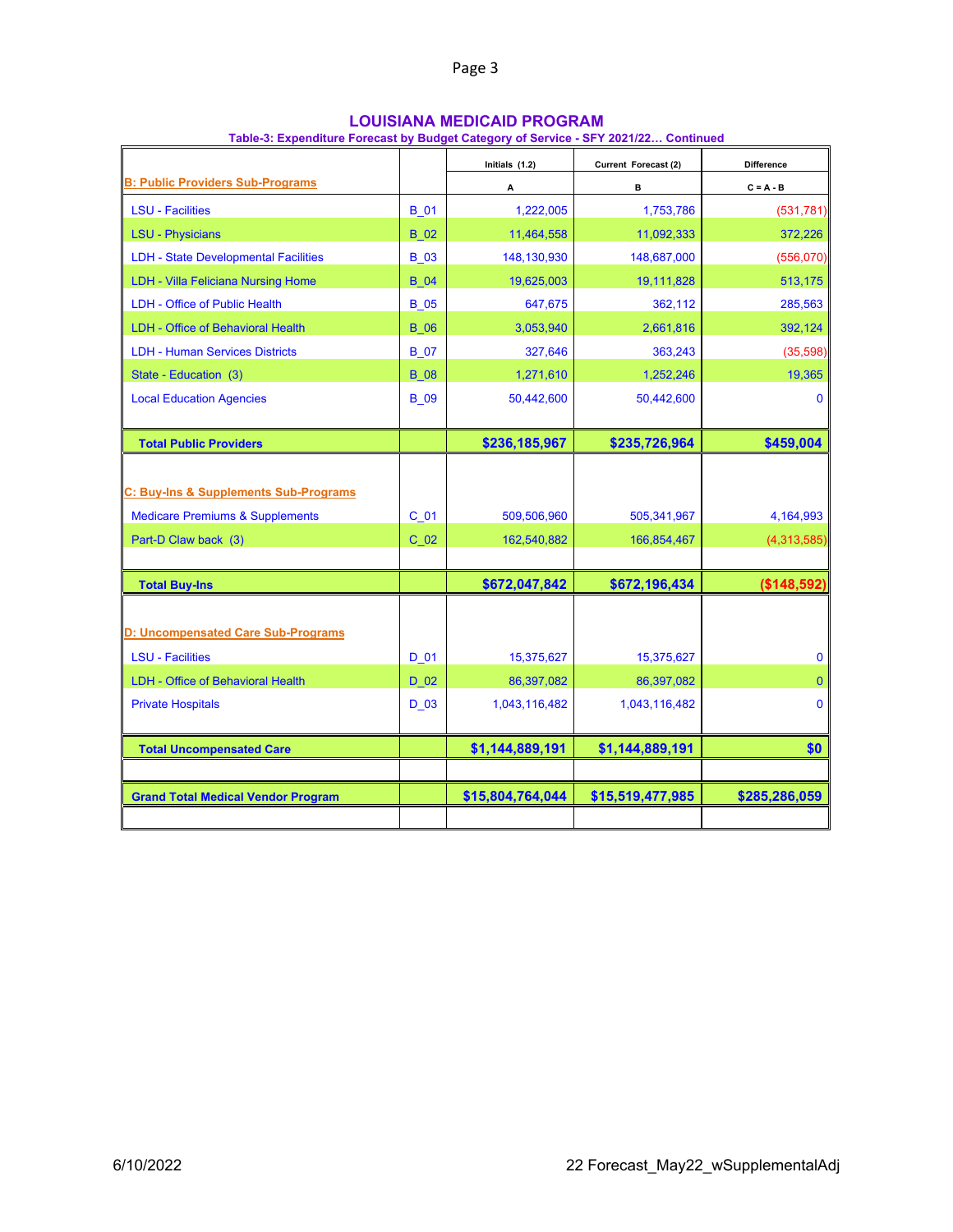# LOUISIANA MEDICAID PROGRAM

**Table-3: Expenditure Forecast by Budget Category of Service - SFY 2021/22… Continued**

| | | Initials (1.2) | Current Forecast (2) | Difference |
|---|---|---|---|---|
| **B: Public Providers Sub-Programs** | | A | B | C = A - B |
| LSU - Facilities | B_01 | 1,222,005 | 1,753,786 | (531,781) |
| LSU - Physicians | B_02 | 11,464,558 | 11,092,333 | 372,226 |
| LDH - State Developmental Facilities | B_03 | 148,130,930 | 148,687,000 | (556,070) |
| LDH - Villa Feliciana Nursing Home | B_04 | 19,625,003 | 19,111,828 | 513,175 |
| LDH - Office of Public Health | B_05 | 647,675 | 362,112 | 285,563 |
| LDH - Office of Behavioral Health | B_06 | 3,053,940 | 2,661,816 | 392,124 |
| LDH - Human Services Districts | B_07 | 327,646 | 363,243 | (35,598) |
| State - Education (3) | B_08 | 1,271,610 | 1,252,246 | 19,365 |
| Local Education Agencies | B_09 | 50,442,600 | 50,442,600 | 0 |
| **Total Public Providers** | | **$236,185,967** | **$235,726,964** | **$459,004** |
| **C: Buy-Ins & Supplements Sub-Programs** | | | | |
| Medicare Premiums & Supplements | C_01 | 509,506,960 | 505,341,967 | 4,164,993 |
| Part-D Claw back (3) | C_02 | 162,540,882 | 166,854,467 | (4,313,585) |
| **Total Buy-Ins** | | **$672,047,842** | **$672,196,434** | **($148,592)** |
| **D: Uncompensated Care Sub-Programs** | | | | |
| LSU - Facilities | D_01 | 15,375,627 | 15,375,627 | 0 |
| LDH - Office of Behavioral Health | D_02 | 86,397,082 | 86,397,082 | 0 |
| Private Hospitals | D_03 | 1,043,116,482 | 1,043,116,482 | 0 |
| **Total Uncompensated Care** | | **$1,144,889,191** | **$1,144,889,191** | **$0** |
| **Grand Total Medical Vendor Program** | | **$15,804,764,044** | **$15,519,477,985** | **$285,286,059** |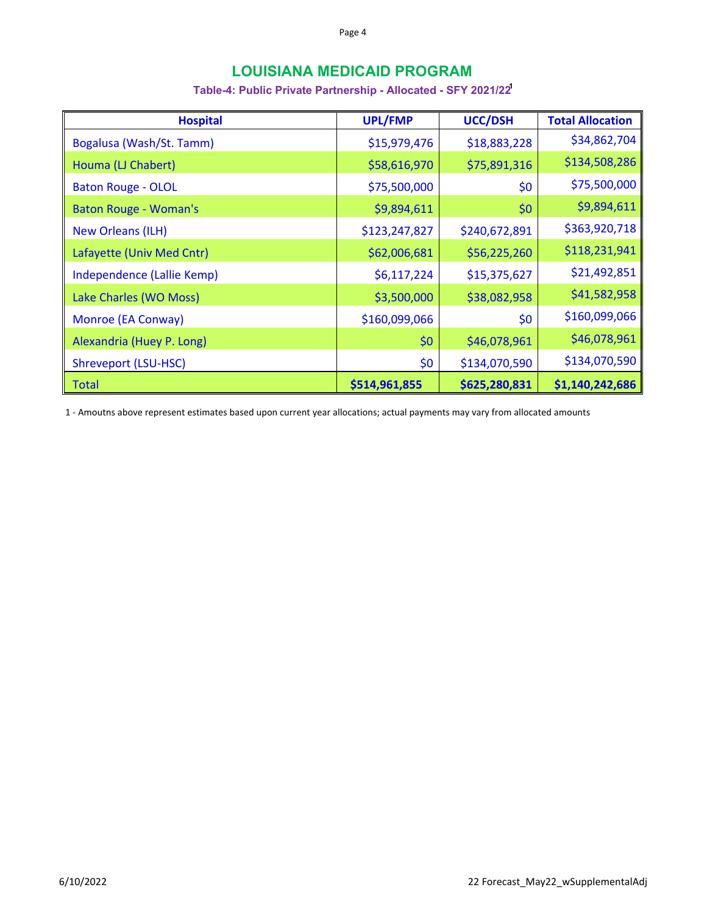# LOUISIANA MEDICAID PROGRAM

### Table-4: Public Private Partnership - Allocated - SFY 2021/22[1]

| Hospital | UPL/FMP | UCC/DSH | Total Allocation |
|---|---:|---:|---:|
| Bogalusa (Wash/St. Tamm) | $15,979,476 | $18,883,228 | $34,862,704 |
| Houma (LJ Chabert) | $58,616,970 | $75,891,316 | $134,508,286 |
| Baton Rouge - OLOL | $75,500,000 | $0 | $75,500,000 |
| Baton Rouge - Woman's | $9,894,611 | $0 | $9,894,611 |
| New Orleans (ILH) | $123,247,827 | $240,672,891 | $363,920,718 |
| Lafayette (Univ Med Cntr) | $62,006,681 | $56,225,260 | $118,231,941 |
| Independence (Lallie Kemp) | $6,117,224 | $15,375,627 | $21,492,851 |
| Lake Charles (WO Moss) | $3,500,000 | $38,082,958 | $41,582,958 |
| Monroe (EA Conway) | $160,099,066 | $0 | $160,099,066 |
| Alexandria (Huey P. Long) | $0 | $46,078,961 | $46,078,961 |
| Shreveport (LSU-HSC) | $0 | $134,070,590 | $134,070,590 |
| Total | **$514,961,855** | **$625,280,831** | **$1,140,242,686** |

1 - Amoutns above represent estimates based upon current year allocations; actual payments may vary from allocated amounts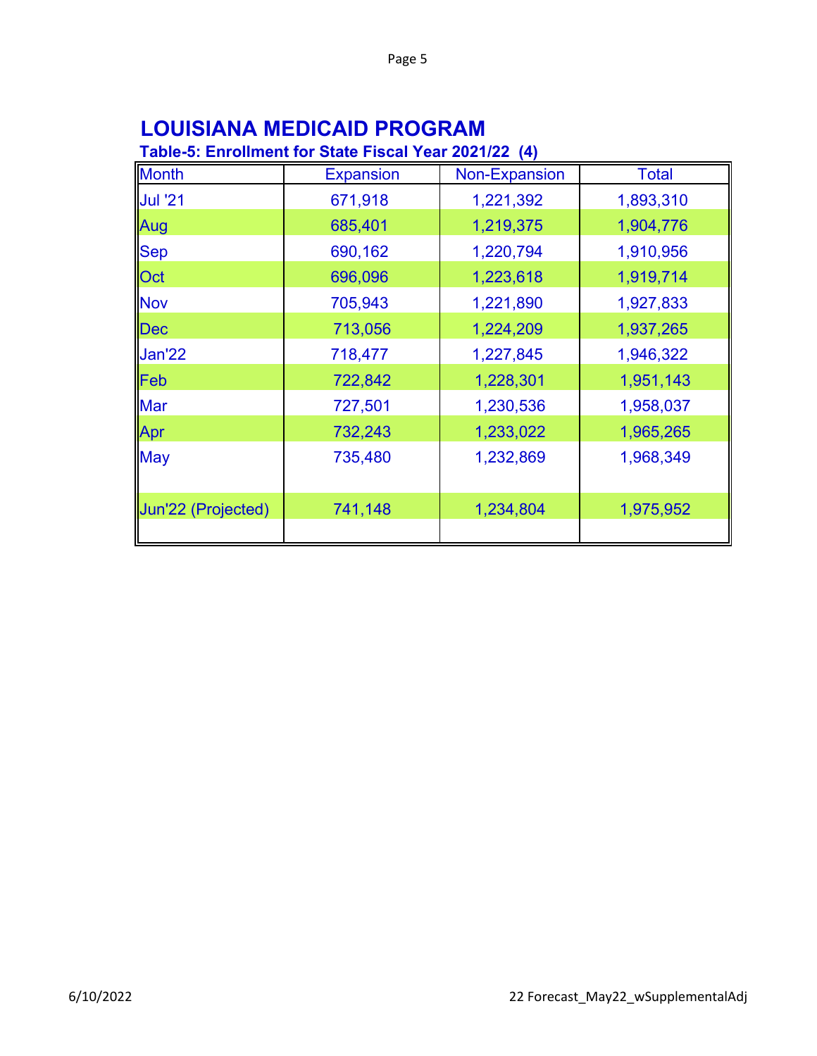# LOUISIANA MEDICAID PROGRAM

## Table-5: Enrollment for State Fiscal Year 2021/22 (4)

| Month | Expansion | Non-Expansion | Total |
|---|---|---|---|
| Jul '21 | 671,918 | 1,221,392 | 1,893,310 |
| Aug | 685,401 | 1,219,375 | 1,904,776 |
| Sep | 690,162 | 1,220,794 | 1,910,956 |
| Oct | 696,096 | 1,223,618 | 1,919,714 |
| Nov | 705,943 | 1,221,890 | 1,927,833 |
| Dec | 713,056 | 1,224,209 | 1,937,265 |
| Jan'22 | 718,477 | 1,227,845 | 1,946,322 |
| Feb | 722,842 | 1,228,301 | 1,951,143 |
| Mar | 727,501 | 1,230,536 | 1,958,037 |
| Apr | 732,243 | 1,233,022 | 1,965,265 |
| May | 735,480 | 1,232,869 | 1,968,349 |
| Jun'22 (Projected) | 741,148 | 1,234,804 | 1,975,952 |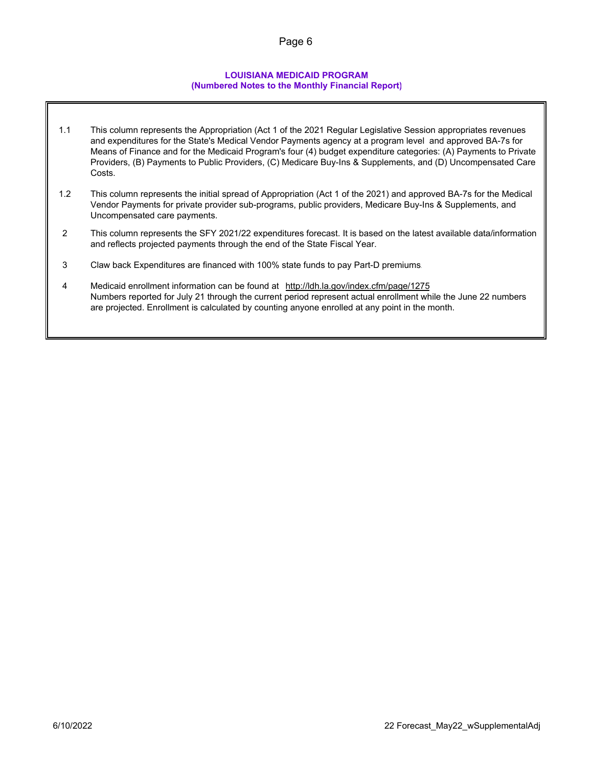## LOUISIANA MEDICAID PROGRAM
## (Numbered Notes to the Monthly Financial Report)

1.1 This column represents the Appropriation (Act 1 of the 2021 Regular Legislative Session appropriates revenues and expenditures for the State's Medical Vendor Payments agency at a program level and approved BA-7s for Means of Finance and for the Medicaid Program's four (4) budget expenditure categories: (A) Payments to Private Providers, (B) Payments to Public Providers, (C) Medicare Buy-Ins & Supplements, and (D) Uncompensated Care Costs.

1.2 This column represents the initial spread of Appropriation (Act 1 of the 2021) and approved BA-7s for the Medical Vendor Payments for private provider sub-programs, public providers, Medicare Buy-Ins & Supplements, and Uncompensated care payments.

2 This column represents the SFY 2021/22 expenditures forecast. It is based on the latest available data/information and reflects projected payments through the end of the State Fiscal Year.

3 Claw back Expenditures are financed with 100% state funds to pay Part-D premiums.

4 Medicaid enrollment information can be found at http://ldh.la.gov/index.cfm/page/1275
Numbers reported for July 21 through the current period represent actual enrollment while the June 22 numbers are projected. Enrollment is calculated by counting anyone enrolled at any point in the month.

6/10/2022 22 Forecast_May22_wSupplementalAdj